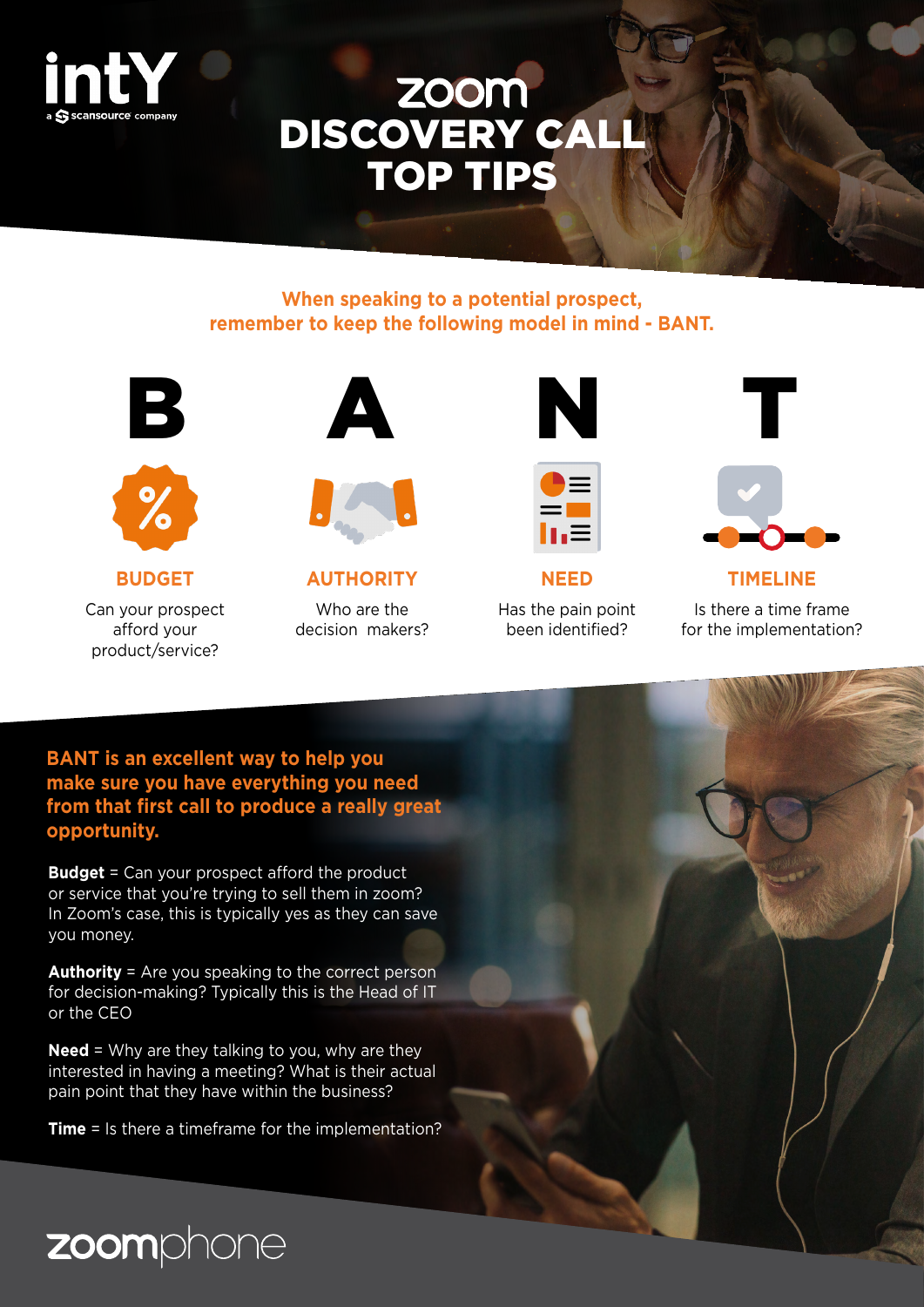intY
a scansource company

# zoom DISCOVERY CALL TOP TIPS

**When speaking to a potential prospect, remember to keep the following model in mind - BANT.**

## B

**BUDGET**

Can your prospect afford your product/service?

## A

**AUTHORITY**

Who are the decision makers?

## N

**NEED**

Has the pain point been identified?

## T

**TIMELINE**

Is there a time frame for the implementation?

**BANT is an excellent way to help you make sure you have everything you need from that first call to produce a really great opportunity.**

**Budget** = Can your prospect afford the product or service that you're trying to sell them in zoom? In Zoom's case, this is typically yes as they can save you money.

**Authority** = Are you speaking to the correct person for decision-making? Typically this is the Head of IT or the CEO

**Need** = Why are they talking to you, why are they interested in having a meeting? What is their actual pain point that they have within the business?

**Time** = Is there a timeframe for the implementation?

zoomphone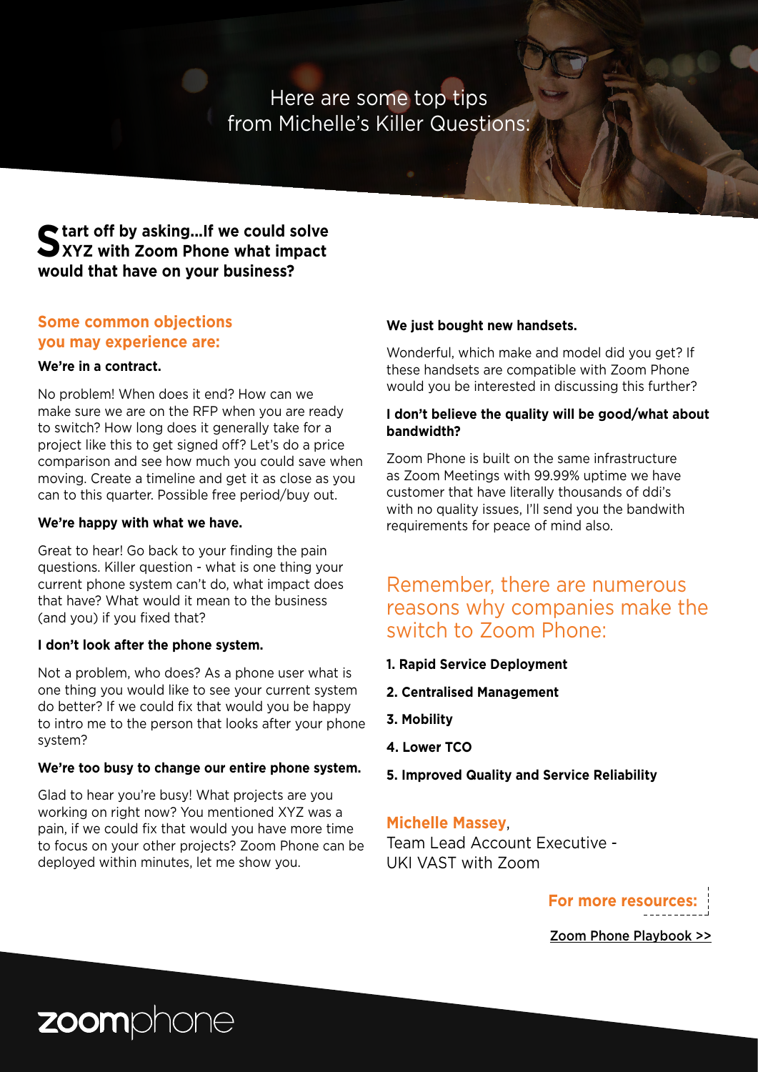# Here are some top tips from Michelle's Killer Questions:

**Start off by asking...If we could solve XYZ with Zoom Phone what impact would that have on your business?**

## Some common objections you may experience are:

**We're in a contract.**

No problem! When does it end? How can we make sure we are on the RFP when you are ready to switch? How long does it generally take for a project like this to get signed off? Let's do a price comparison and see how much you could save when moving. Create a timeline and get it as close as you can to this quarter. Possible free period/buy out.

**We're happy with what we have.**

Great to hear! Go back to your finding the pain questions. Killer question - what is one thing your current phone system can't do, what impact does that have? What would it mean to the business (and you) if you fixed that?

**I don't look after the phone system.**

Not a problem, who does? As a phone user what is one thing you would like to see your current system do better? If we could fix that would you be happy to intro me to the person that looks after your phone system?

**We're too busy to change our entire phone system.**

Glad to hear you're busy! What projects are you working on right now? You mentioned XYZ was a pain, if we could fix that would you have more time to focus on your other projects? Zoom Phone can be deployed within minutes, let me show you.

**We just bought new handsets.**

Wonderful, which make and model did you get? If these handsets are compatible with Zoom Phone would you be interested in discussing this further?

**I don't believe the quality will be good/what about bandwidth?**

Zoom Phone is built on the same infrastructure as Zoom Meetings with 99.99% uptime we have customer that have literally thousands of ddi's with no quality issues, I'll send you the bandwith requirements for peace of mind also.

## Remember, there are numerous reasons why companies make the switch to Zoom Phone:

1. **Rapid Service Deployment**
2. **Centralised Management**
3. **Mobility**
4. **Lower TCO**
5. **Improved Quality and Service Reliability**

**Michelle Massey**,
Team Lead Account Executive - UKI VAST with Zoom

**For more resources:**

Zoom Phone Playbook >>

zoomphone